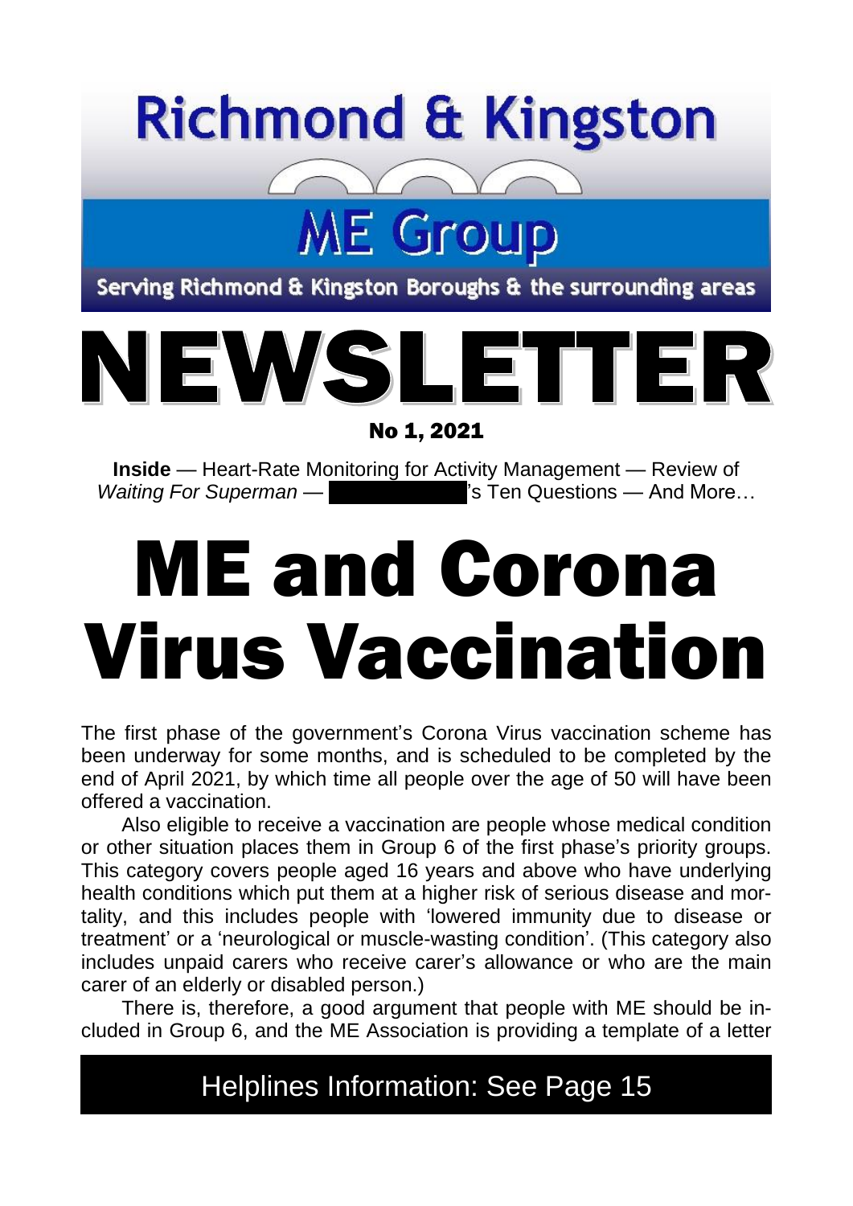# Richmond & Kingston ME Group

Serving Richmond & Kingston Boroughs & the surrounding areas

# NEWSLETTER

**No 1, 2021**

**Inside** — Heart-Rate Monitoring for Activity Management — Review of *Waiting For Superman* — ██████████'s Ten Questions — And More…

# ME and Corona Virus Vaccination

The first phase of the government's Corona Virus vaccination scheme has been underway for some months, and is scheduled to be completed by the end of April 2021, by which time all people over the age of 50 will have been offered a vaccination.

Also eligible to receive a vaccination are people whose medical condition or other situation places them in Group 6 of the first phase's priority groups. This category covers people aged 16 years and above who have underlying health conditions which put them at a higher risk of serious disease and mortality, and this includes people with 'lowered immunity due to disease or treatment' or a 'neurological or muscle-wasting condition'. (This category also includes unpaid carers who receive carer's allowance or who are the main carer of an elderly or disabled person.)

There is, therefore, a good argument that people with ME should be included in Group 6, and the ME Association is providing a template of a letter

**Helplines Information: See Page 15**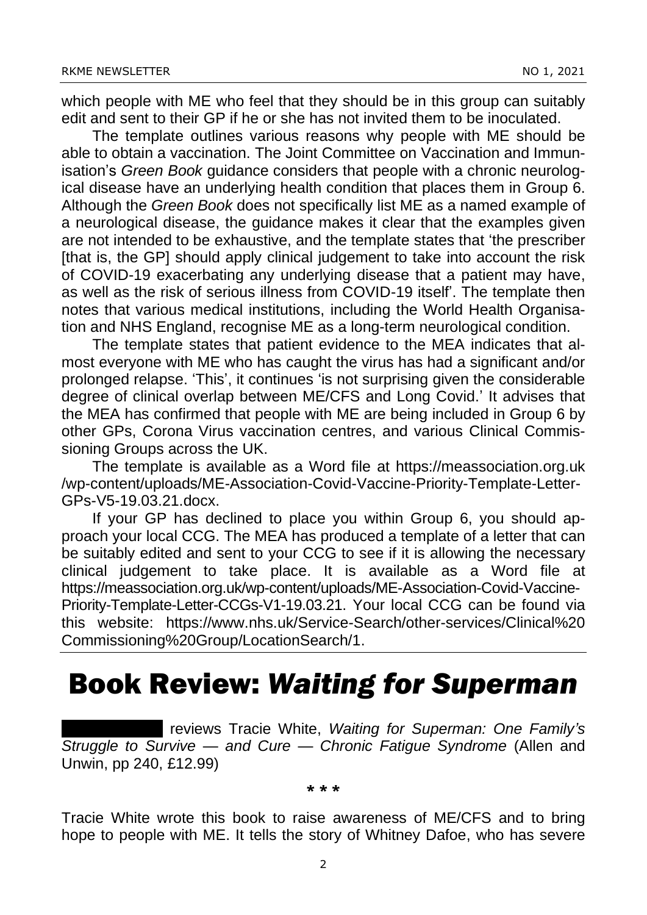which people with ME who feel that they should be in this group can suitably edit and sent to their GP if he or she has not invited them to be inoculated.

The template outlines various reasons why people with ME should be able to obtain a vaccination. The Joint Committee on Vaccination and Immunisation's *Green Book* guidance considers that people with a chronic neurological disease have an underlying health condition that places them in Group 6. Although the *Green Book* does not specifically list ME as a named example of a neurological disease, the guidance makes it clear that the examples given are not intended to be exhaustive, and the template states that 'the prescriber [that is, the GP] should apply clinical judgement to take into account the risk of COVID-19 exacerbating any underlying disease that a patient may have, as well as the risk of serious illness from COVID-19 itself'. The template then notes that various medical institutions, including the World Health Organisation and NHS England, recognise ME as a long-term neurological condition.

The template states that patient evidence to the MEA indicates that almost everyone with ME who has caught the virus has had a significant and/or prolonged relapse. 'This', it continues 'is not surprising given the considerable degree of clinical overlap between ME/CFS and Long Covid.' It advises that the MEA has confirmed that people with ME are being included in Group 6 by other GPs, Corona Virus vaccination centres, and various Clinical Commissioning Groups across the UK.

The template is available as a Word file at https://meassociation.org.uk/wp-content/uploads/ME-Association-Covid-Vaccine-Priority-Template-Letter-GPs-V5-19.03.21.docx.

If your GP has declined to place you within Group 6, you should approach your local CCG. The MEA has produced a template of a letter that can be suitably edited and sent to your CCG to see if it is allowing the necessary clinical judgement to take place. It is available as a Word file at https://meassociation.org.uk/wp-content/uploads/ME-Association-Covid-Vaccine-Priority-Template-Letter-CCGs-V1-19.03.21. Your local CCG can be found via this website: https://www.nhs.uk/Service-Search/other-services/Clinical%20Commissioning%20Group/LocationSearch/1.

# Book Review: *Waiting for Superman*

reviews Tracie White, *Waiting for Superman: One Family's Struggle to Survive — and Cure — Chronic Fatigue Syndrome* (Allen and Unwin, pp 240, £12.99)

\* \* \*

Tracie White wrote this book to raise awareness of ME/CFS and to bring hope to people with ME. It tells the story of Whitney Dafoe, who has severe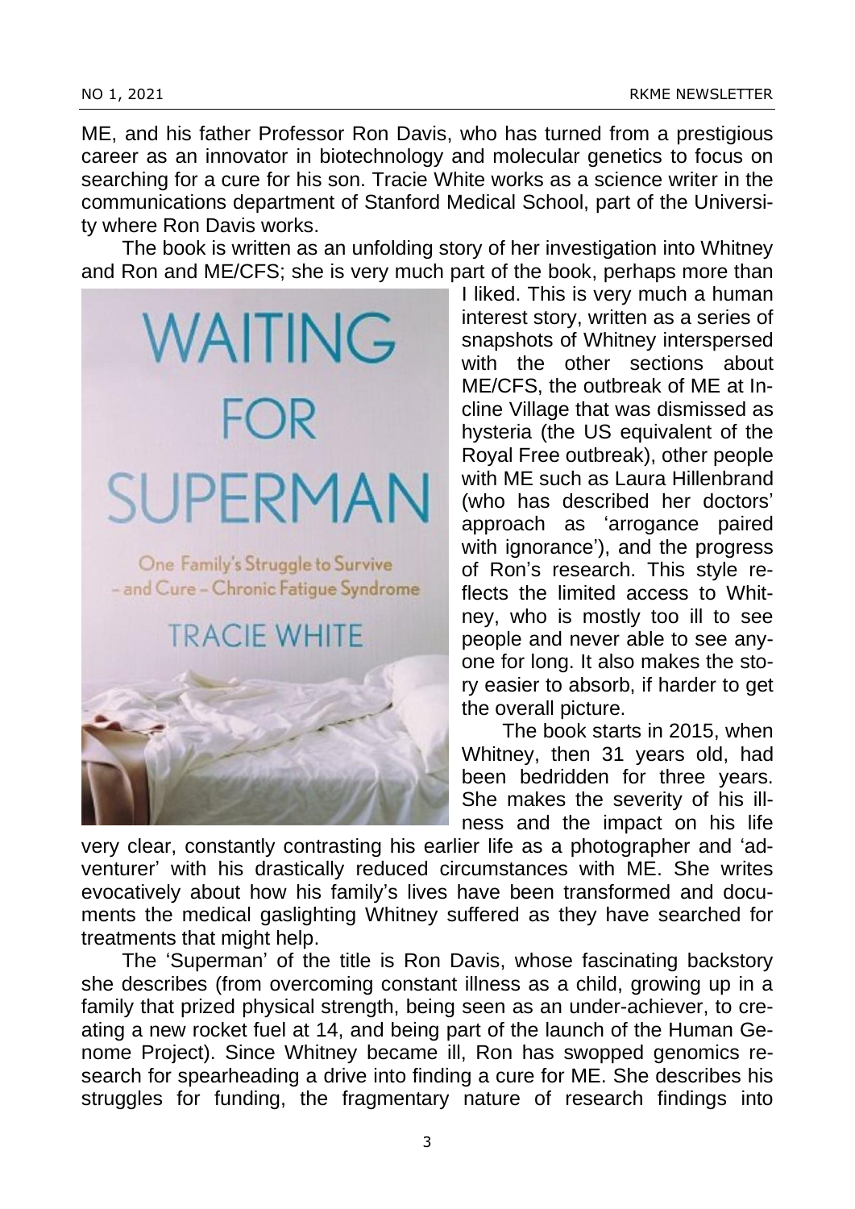ME, and his father Professor Ron Davis, who has turned from a prestigious career as an innovator in biotechnology and molecular genetics to focus on searching for a cure for his son. Tracie White works as a science writer in the communications department of Stanford Medical School, part of the University where Ron Davis works.

The book is written as an unfolding story of her investigation into Whitney and Ron and ME/CFS; she is very much part of the book, perhaps more than I liked. This is very much a human interest story, written as a series of snapshots of Whitney interspersed with the other sections about ME/CFS, the outbreak of ME at Incline Village that was dismissed as hysteria (the US equivalent of the Royal Free outbreak), other people with ME such as Laura Hillenbrand (who has described her doctors' approach as 'arrogance paired with ignorance'), and the progress of Ron's research. This style reflects the limited access to Whitney, who is mostly too ill to see people and never able to see anyone for long. It also makes the story easier to absorb, if harder to get the overall picture.

WAITING FOR SUPERMAN

One Family's Struggle to Survive – and Cure – Chronic Fatigue Syndrome

TRACIE WHITE

The book starts in 2015, when Whitney, then 31 years old, had been bedridden for three years. She makes the severity of his illness and the impact on his life very clear, constantly contrasting his earlier life as a photographer and 'adventurer' with his drastically reduced circumstances with ME. She writes evocatively about how his family's lives have been transformed and documents the medical gaslighting Whitney suffered as they have searched for treatments that might help.

The 'Superman' of the title is Ron Davis, whose fascinating backstory she describes (from overcoming constant illness as a child, growing up in a family that prized physical strength, being seen as an under-achiever, to creating a new rocket fuel at 14, and being part of the launch of the Human Genome Project). Since Whitney became ill, Ron has swopped genomics research for spearheading a drive into finding a cure for ME. She describes his struggles for funding, the fragmentary nature of research findings into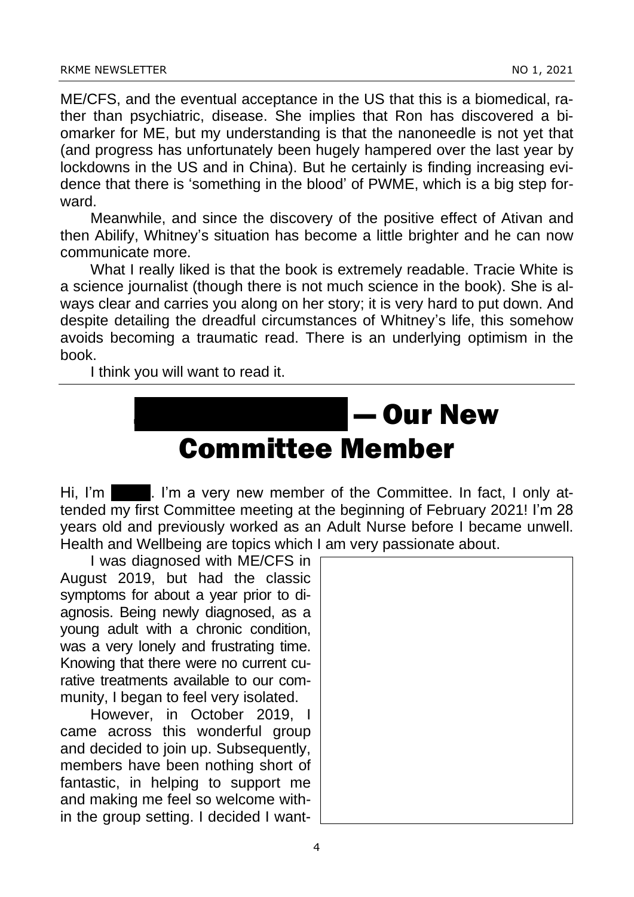ME/CFS, and the eventual acceptance in the US that this is a biomedical, rather than psychiatric, disease. She implies that Ron has discovered a biomarker for ME, but my understanding is that the nanoneedle is not yet that (and progress has unfortunately been hugely hampered over the last year by lockdowns in the US and in China). But he certainly is finding increasing evidence that there is 'something in the blood' of PWME, which is a big step forward.

Meanwhile, and since the discovery of the positive effect of Ativan and then Abilify, Whitney's situation has become a little brighter and he can now communicate more.

What I really liked is that the book is extremely readable. Tracie White is a science journalist (though there is not much science in the book). She is always clear and carries you along on her story; it is very hard to put down. And despite detailing the dreadful circumstances of Whitney's life, this somehow avoids becoming a traumatic read. There is an underlying optimism in the book.

I think you will want to read it.

---

# — Our New Committee Member

Hi, I'm . I'm a very new member of the Committee. In fact, I only attended my first Committee meeting at the beginning of February 2021! I'm 28 years old and previously worked as an Adult Nurse before I became unwell. Health and Wellbeing are topics which I am very passionate about.

I was diagnosed with ME/CFS in August 2019, but had the classic symptoms for about a year prior to diagnosis. Being newly diagnosed, as a young adult with a chronic condition, was a very lonely and frustrating time. Knowing that there were no current curative treatments available to our community, I began to feel very isolated.

However, in October 2019, I came across this wonderful group and decided to join up. Subsequently, members have been nothing short of fantastic, in helping to support me and making me feel so welcome within the group setting. I decided I want-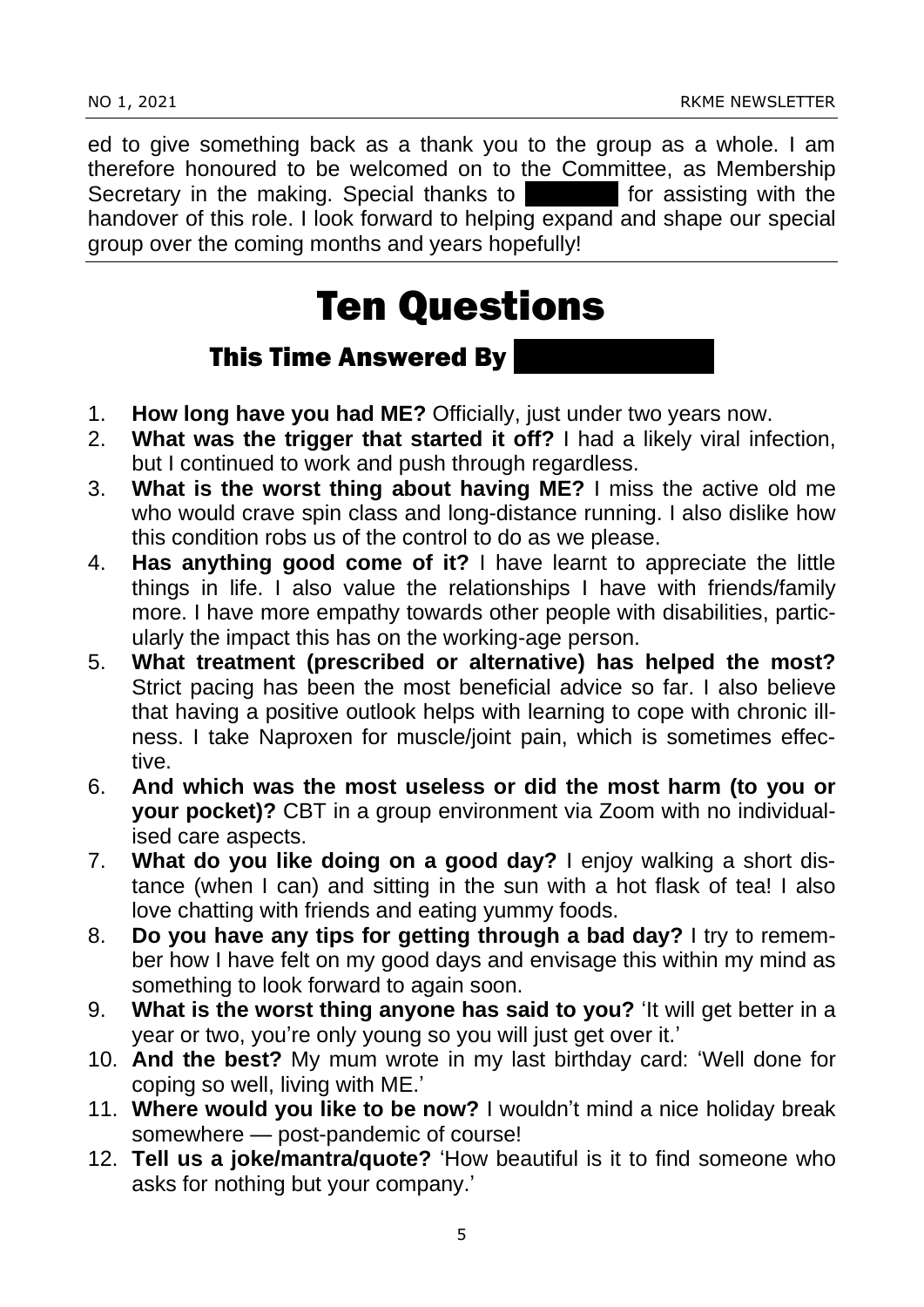ed to give something back as a thank you to the group as a whole. I am therefore honoured to be welcomed on to the Committee, as Membership Secretary in the making. Special thanks to [redacted] for assisting with the handover of this role. I look forward to helping expand and shape our special group over the coming months and years hopefully!

# Ten Questions

## This Time Answered By [redacted]

1. **How long have you had ME?** Officially, just under two years now.
2. **What was the trigger that started it off?** I had a likely viral infection, but I continued to work and push through regardless.
3. **What is the worst thing about having ME?** I miss the active old me who would crave spin class and long-distance running. I also dislike how this condition robs us of the control to do as we please.
4. **Has anything good come of it?** I have learnt to appreciate the little things in life. I also value the relationships I have with friends/family more. I have more empathy towards other people with disabilities, particularly the impact this has on the working-age person.
5. **What treatment (prescribed or alternative) has helped the most?** Strict pacing has been the most beneficial advice so far. I also believe that having a positive outlook helps with learning to cope with chronic illness. I take Naproxen for muscle/joint pain, which is sometimes effective.
6. **And which was the most useless or did the most harm (to you or your pocket)?** CBT in a group environment via Zoom with no individualised care aspects.
7. **What do you like doing on a good day?** I enjoy walking a short distance (when I can) and sitting in the sun with a hot flask of tea! I also love chatting with friends and eating yummy foods.
8. **Do you have any tips for getting through a bad day?** I try to remember how I have felt on my good days and envisage this within my mind as something to look forward to again soon.
9. **What is the worst thing anyone has said to you?** 'It will get better in a year or two, you're only young so you will just get over it.'
10. **And the best?** My mum wrote in my last birthday card: 'Well done for coping so well, living with ME.'
11. **Where would you like to be now?** I wouldn't mind a nice holiday break somewhere — post-pandemic of course!
12. **Tell us a joke/mantra/quote?** 'How beautiful is it to find someone who asks for nothing but your company.'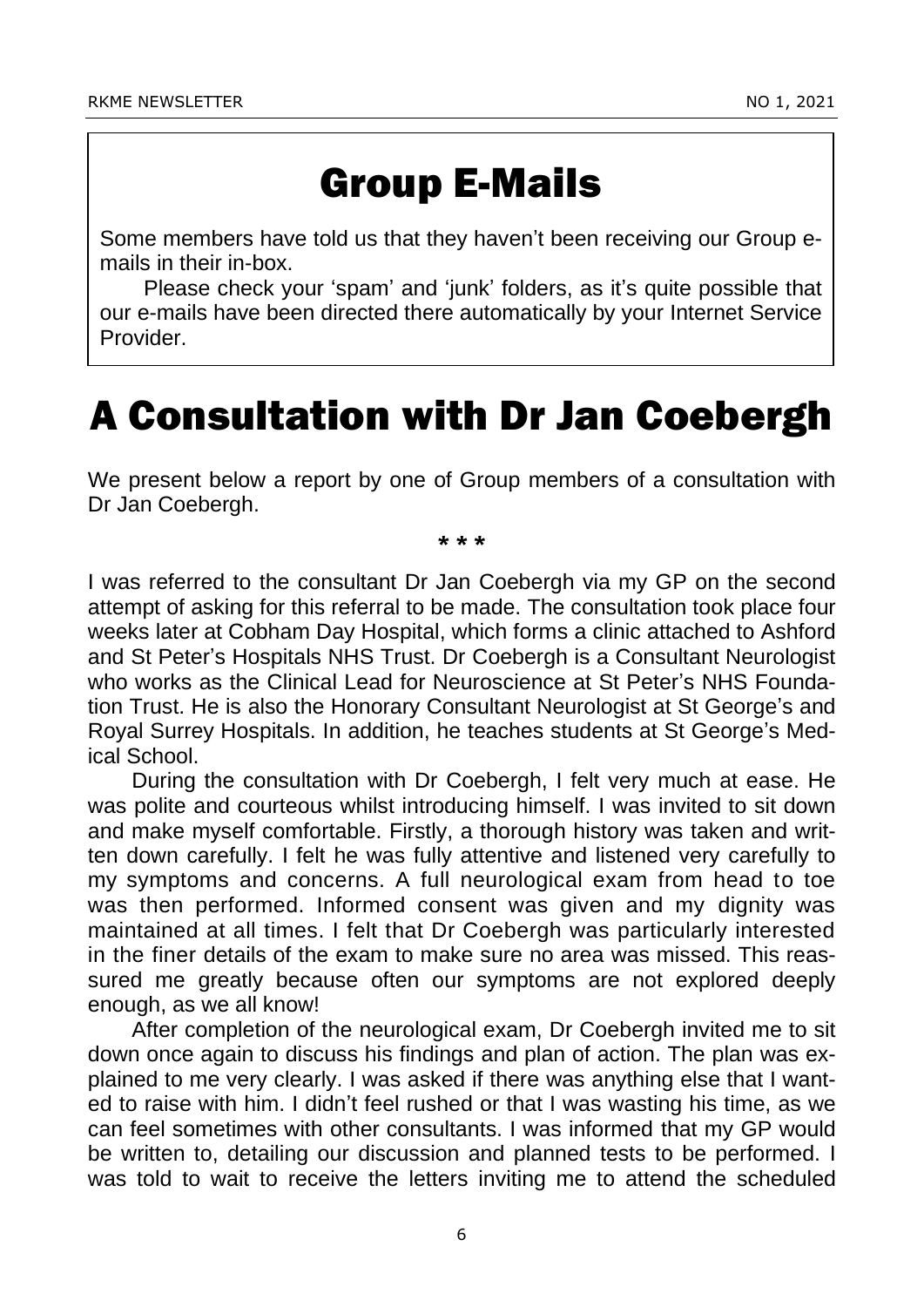## Group E-Mails

Some members have told us that they haven't been receiving our Group e-mails in their in-box.

Please check your 'spam' and 'junk' folders, as it's quite possible that our e-mails have been directed there automatically by your Internet Service Provider.

# A Consultation with Dr Jan Coebergh

We present below a report by one of Group members of a consultation with Dr Jan Coebergh.

\* \* \*

I was referred to the consultant Dr Jan Coebergh via my GP on the second attempt of asking for this referral to be made. The consultation took place four weeks later at Cobham Day Hospital, which forms a clinic attached to Ashford and St Peter's Hospitals NHS Trust. Dr Coebergh is a Consultant Neurologist who works as the Clinical Lead for Neuroscience at St Peter's NHS Foundation Trust. He is also the Honorary Consultant Neurologist at St George's and Royal Surrey Hospitals. In addition, he teaches students at St George's Medical School.

During the consultation with Dr Coebergh, I felt very much at ease. He was polite and courteous whilst introducing himself. I was invited to sit down and make myself comfortable. Firstly, a thorough history was taken and written down carefully. I felt he was fully attentive and listened very carefully to my symptoms and concerns. A full neurological exam from head to toe was then performed. Informed consent was given and my dignity was maintained at all times. I felt that Dr Coebergh was particularly interested in the finer details of the exam to make sure no area was missed. This reassured me greatly because often our symptoms are not explored deeply enough, as we all know!

After completion of the neurological exam, Dr Coebergh invited me to sit down once again to discuss his findings and plan of action. The plan was explained to me very clearly. I was asked if there was anything else that I wanted to raise with him. I didn't feel rushed or that I was wasting his time, as we can feel sometimes with other consultants. I was informed that my GP would be written to, detailing our discussion and planned tests to be performed. I was told to wait to receive the letters inviting me to attend the scheduled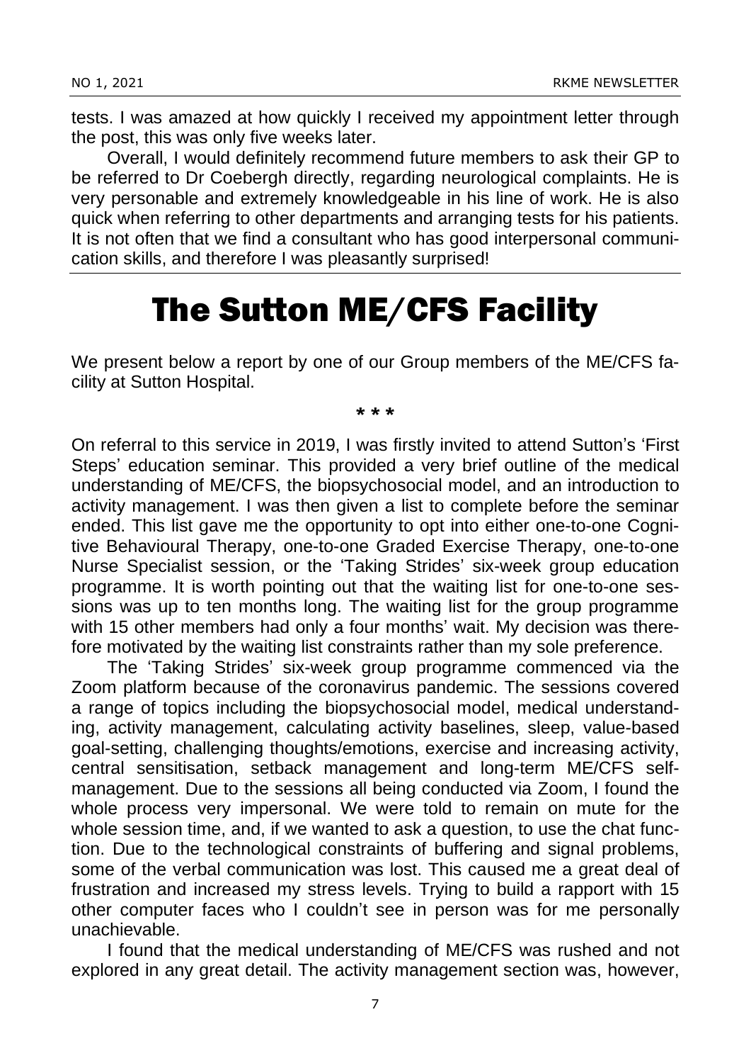tests. I was amazed at how quickly I received my appointment letter through the post, this was only five weeks later.

Overall, I would definitely recommend future members to ask their GP to be referred to Dr Coebergh directly, regarding neurological complaints. He is very personable and extremely knowledgeable in his line of work. He is also quick when referring to other departments and arranging tests for his patients. It is not often that we find a consultant who has good interpersonal communication skills, and therefore I was pleasantly surprised!

# The Sutton ME/CFS Facility

We present below a report by one of our Group members of the ME/CFS facility at Sutton Hospital.

**\* \* \***

On referral to this service in 2019, I was firstly invited to attend Sutton's 'First Steps' education seminar. This provided a very brief outline of the medical understanding of ME/CFS, the biopsychosocial model, and an introduction to activity management. I was then given a list to complete before the seminar ended. This list gave me the opportunity to opt into either one-to-one Cognitive Behavioural Therapy, one-to-one Graded Exercise Therapy, one-to-one Nurse Specialist session, or the 'Taking Strides' six-week group education programme. It is worth pointing out that the waiting list for one-to-one sessions was up to ten months long. The waiting list for the group programme with 15 other members had only a four months' wait. My decision was therefore motivated by the waiting list constraints rather than my sole preference.

The 'Taking Strides' six-week group programme commenced via the Zoom platform because of the coronavirus pandemic. The sessions covered a range of topics including the biopsychosocial model, medical understanding, activity management, calculating activity baselines, sleep, value-based goal-setting, challenging thoughts/emotions, exercise and increasing activity, central sensitisation, setback management and long-term ME/CFS self-management. Due to the sessions all being conducted via Zoom, I found the whole process very impersonal. We were told to remain on mute for the whole session time, and, if we wanted to ask a question, to use the chat function. Due to the technological constraints of buffering and signal problems, some of the verbal communication was lost. This caused me a great deal of frustration and increased my stress levels. Trying to build a rapport with 15 other computer faces who I couldn't see in person was for me personally unachievable.

I found that the medical understanding of ME/CFS was rushed and not explored in any great detail. The activity management section was, however,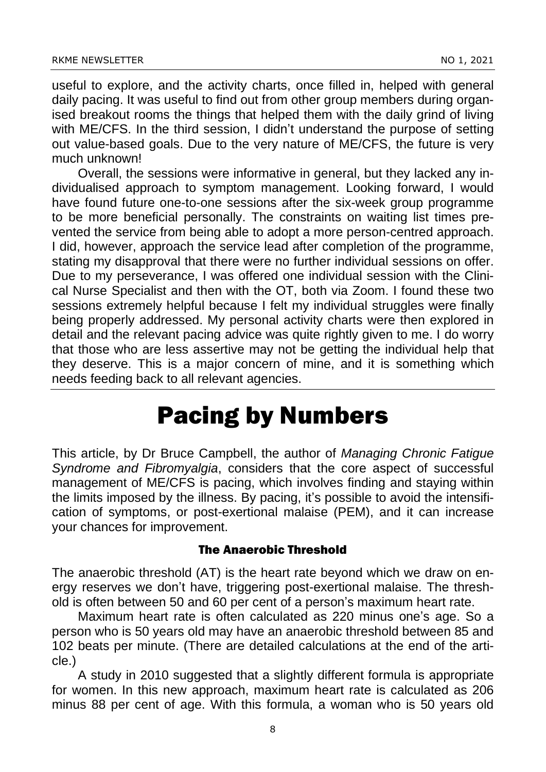useful to explore, and the activity charts, once filled in, helped with general daily pacing. It was useful to find out from other group members during organised breakout rooms the things that helped them with the daily grind of living with ME/CFS. In the third session, I didn't understand the purpose of setting out value-based goals. Due to the very nature of ME/CFS, the future is very much unknown!

Overall, the sessions were informative in general, but they lacked any individualised approach to symptom management. Looking forward, I would have found future one-to-one sessions after the six-week group programme to be more beneficial personally. The constraints on waiting list times prevented the service from being able to adopt a more person-centred approach. I did, however, approach the service lead after completion of the programme, stating my disapproval that there were no further individual sessions on offer. Due to my perseverance, I was offered one individual session with the Clinical Nurse Specialist and then with the OT, both via Zoom. I found these two sessions extremely helpful because I felt my individual struggles were finally being properly addressed. My personal activity charts were then explored in detail and the relevant pacing advice was quite rightly given to me. I do worry that those who are less assertive may not be getting the individual help that they deserve. This is a major concern of mine, and it is something which needs feeding back to all relevant agencies.

# Pacing by Numbers

This article, by Dr Bruce Campbell, the author of *Managing Chronic Fatigue Syndrome and Fibromyalgia*, considers that the core aspect of successful management of ME/CFS is pacing, which involves finding and staying within the limits imposed by the illness. By pacing, it's possible to avoid the intensification of symptoms, or post-exertional malaise (PEM), and it can increase your chances for improvement.

### The Anaerobic Threshold

The anaerobic threshold (AT) is the heart rate beyond which we draw on energy reserves we don't have, triggering post-exertional malaise. The threshold is often between 50 and 60 per cent of a person's maximum heart rate.

Maximum heart rate is often calculated as 220 minus one's age. So a person who is 50 years old may have an anaerobic threshold between 85 and 102 beats per minute. (There are detailed calculations at the end of the article.)

A study in 2010 suggested that a slightly different formula is appropriate for women. In this new approach, maximum heart rate is calculated as 206 minus 88 per cent of age. With this formula, a woman who is 50 years old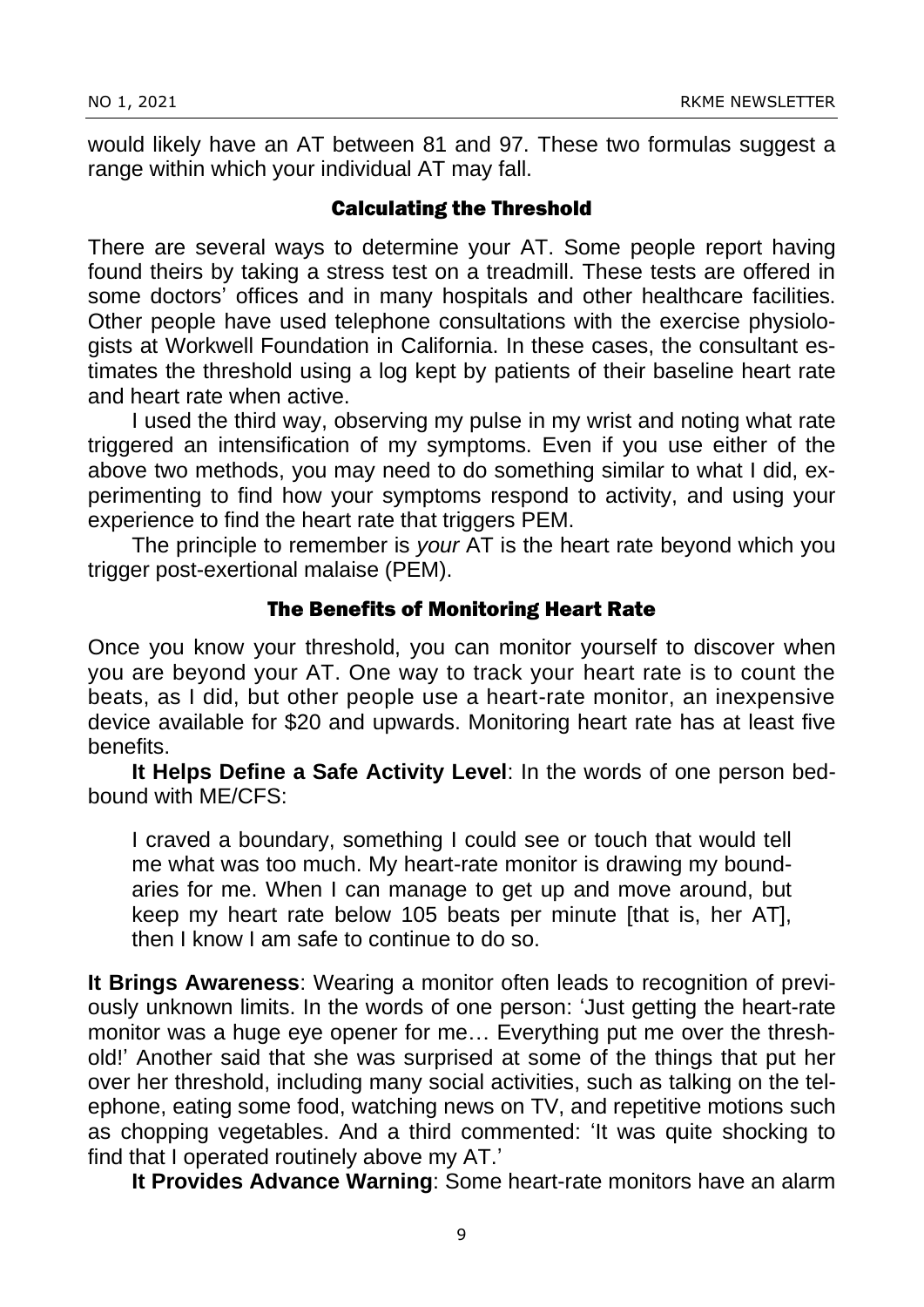would likely have an AT between 81 and 97. These two formulas suggest a range within which your individual AT may fall.

### Calculating the Threshold

There are several ways to determine your AT. Some people report having found theirs by taking a stress test on a treadmill. These tests are offered in some doctors' offices and in many hospitals and other healthcare facilities. Other people have used telephone consultations with the exercise physiologists at Workwell Foundation in California. In these cases, the consultant estimates the threshold using a log kept by patients of their baseline heart rate and heart rate when active.

I used the third way, observing my pulse in my wrist and noting what rate triggered an intensification of my symptoms. Even if you use either of the above two methods, you may need to do something similar to what I did, experimenting to find how your symptoms respond to activity, and using your experience to find the heart rate that triggers PEM.

The principle to remember is *your* AT is the heart rate beyond which you trigger post-exertional malaise (PEM).

### The Benefits of Monitoring Heart Rate

Once you know your threshold, you can monitor yourself to discover when you are beyond your AT. One way to track your heart rate is to count the beats, as I did, but other people use a heart-rate monitor, an inexpensive device available for $20 and upwards. Monitoring heart rate has at least five benefits.

**It Helps Define a Safe Activity Level**: In the words of one person bed-bound with ME/CFS:

> I craved a boundary, something I could see or touch that would tell me what was too much. My heart-rate monitor is drawing my boundaries for me. When I can manage to get up and move around, but keep my heart rate below 105 beats per minute [that is, her AT], then I know I am safe to continue to do so.

**It Brings Awareness**: Wearing a monitor often leads to recognition of previously unknown limits. In the words of one person: 'Just getting the heart-rate monitor was a huge eye opener for me… Everything put me over the threshold!' Another said that she was surprised at some of the things that put her over her threshold, including many social activities, such as talking on the telephone, eating some food, watching news on TV, and repetitive motions such as chopping vegetables. And a third commented: 'It was quite shocking to find that I operated routinely above my AT.'

**It Provides Advance Warning**: Some heart-rate monitors have an alarm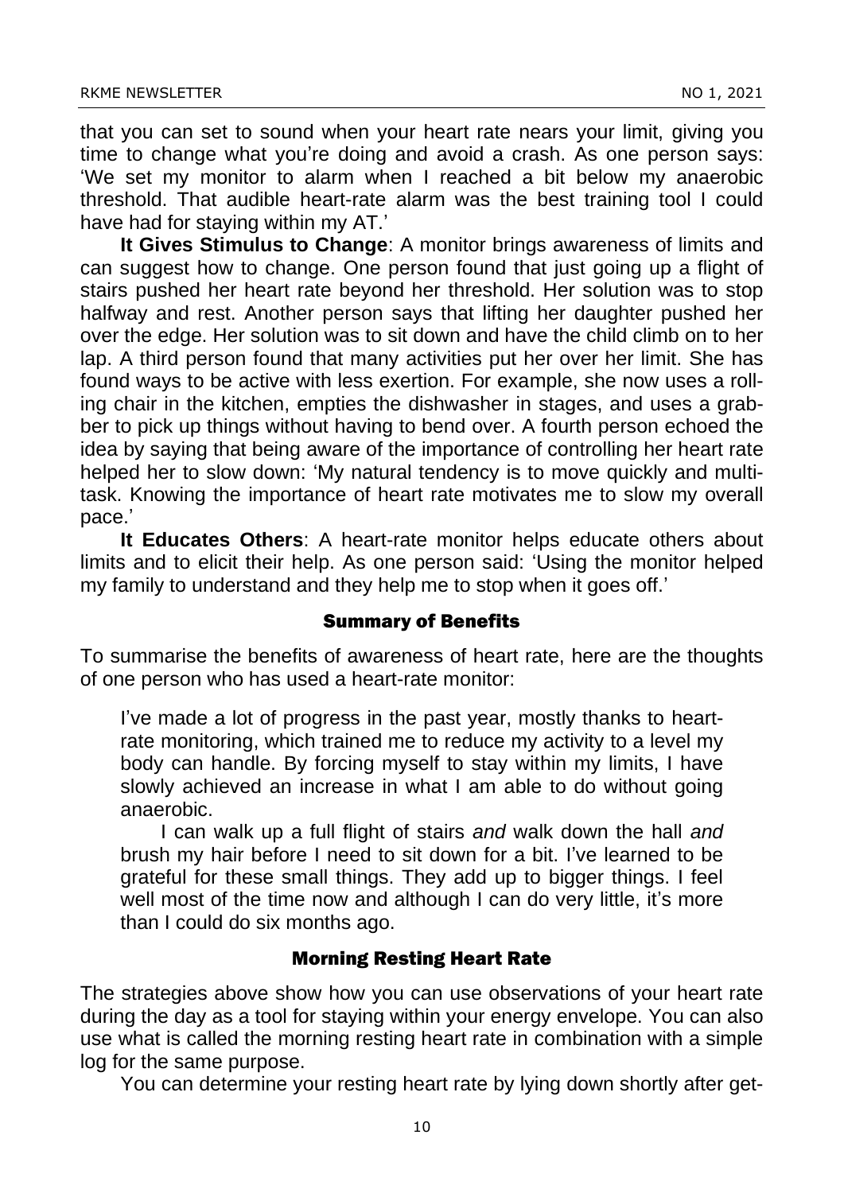that you can set to sound when your heart rate nears your limit, giving you time to change what you're doing and avoid a crash. As one person says: 'We set my monitor to alarm when I reached a bit below my anaerobic threshold. That audible heart-rate alarm was the best training tool I could have had for staying within my AT.'

**It Gives Stimulus to Change**: A monitor brings awareness of limits and can suggest how to change. One person found that just going up a flight of stairs pushed her heart rate beyond her threshold. Her solution was to stop halfway and rest. Another person says that lifting her daughter pushed her over the edge. Her solution was to sit down and have the child climb on to her lap. A third person found that many activities put her over her limit. She has found ways to be active with less exertion. For example, she now uses a rolling chair in the kitchen, empties the dishwasher in stages, and uses a grabber to pick up things without having to bend over. A fourth person echoed the idea by saying that being aware of the importance of controlling her heart rate helped her to slow down: 'My natural tendency is to move quickly and multitask. Knowing the importance of heart rate motivates me to slow my overall pace.'

**It Educates Others**: A heart-rate monitor helps educate others about limits and to elicit their help. As one person said: 'Using the monitor helped my family to understand and they help me to stop when it goes off.'

### Summary of Benefits

To summarise the benefits of awareness of heart rate, here are the thoughts of one person who has used a heart-rate monitor:

> I've made a lot of progress in the past year, mostly thanks to heart-rate monitoring, which trained me to reduce my activity to a level my body can handle. By forcing myself to stay within my limits, I have slowly achieved an increase in what I am able to do without going anaerobic.
>
> I can walk up a full flight of stairs *and* walk down the hall *and* brush my hair before I need to sit down for a bit. I've learned to be grateful for these small things. They add up to bigger things. I feel well most of the time now and although I can do very little, it's more than I could do six months ago.

### Morning Resting Heart Rate

The strategies above show how you can use observations of your heart rate during the day as a tool for staying within your energy envelope. You can also use what is called the morning resting heart rate in combination with a simple log for the same purpose.

You can determine your resting heart rate by lying down shortly after get-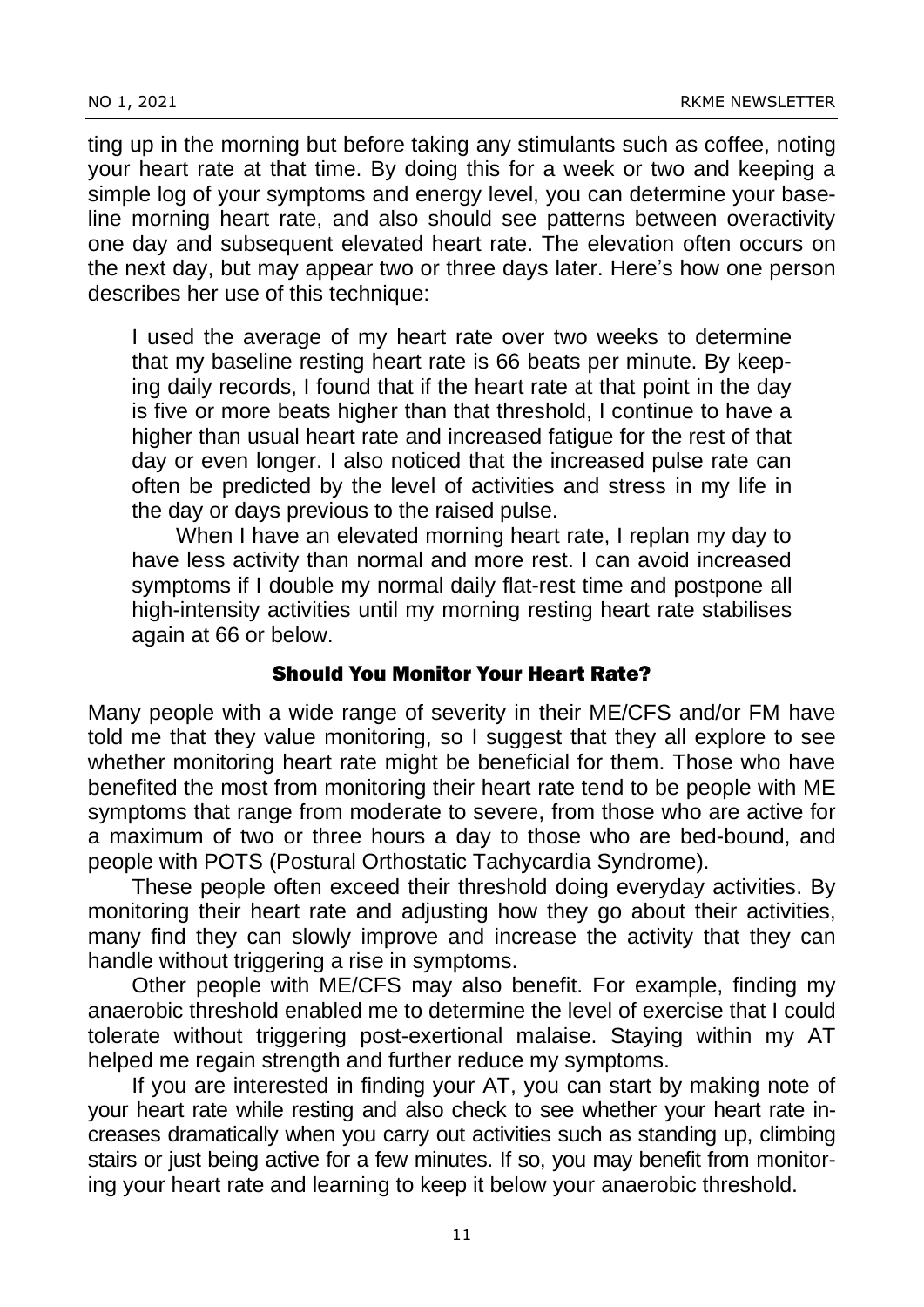ting up in the morning but before taking any stimulants such as coffee, noting your heart rate at that time. By doing this for a week or two and keeping a simple log of your symptoms and energy level, you can determine your baseline morning heart rate, and also should see patterns between overactivity one day and subsequent elevated heart rate. The elevation often occurs on the next day, but may appear two or three days later. Here's how one person describes her use of this technique:

> I used the average of my heart rate over two weeks to determine that my baseline resting heart rate is 66 beats per minute. By keeping daily records, I found that if the heart rate at that point in the day is five or more beats higher than that threshold, I continue to have a higher than usual heart rate and increased fatigue for the rest of that day or even longer. I also noticed that the increased pulse rate can often be predicted by the level of activities and stress in my life in the day or days previous to the raised pulse.
>
> When I have an elevated morning heart rate, I replan my day to have less activity than normal and more rest. I can avoid increased symptoms if I double my normal daily flat-rest time and postpone all high-intensity activities until my morning resting heart rate stabilises again at 66 or below.

## Should You Monitor Your Heart Rate?

Many people with a wide range of severity in their ME/CFS and/or FM have told me that they value monitoring, so I suggest that they all explore to see whether monitoring heart rate might be beneficial for them. Those who have benefited the most from monitoring their heart rate tend to be people with ME symptoms that range from moderate to severe, from those who are active for a maximum of two or three hours a day to those who are bed-bound, and people with POTS (Postural Orthostatic Tachycardia Syndrome).

These people often exceed their threshold doing everyday activities. By monitoring their heart rate and adjusting how they go about their activities, many find they can slowly improve and increase the activity that they can handle without triggering a rise in symptoms.

Other people with ME/CFS may also benefit. For example, finding my anaerobic threshold enabled me to determine the level of exercise that I could tolerate without triggering post-exertional malaise. Staying within my AT helped me regain strength and further reduce my symptoms.

If you are interested in finding your AT, you can start by making note of your heart rate while resting and also check to see whether your heart rate increases dramatically when you carry out activities such as standing up, climbing stairs or just being active for a few minutes. If so, you may benefit from monitoring your heart rate and learning to keep it below your anaerobic threshold.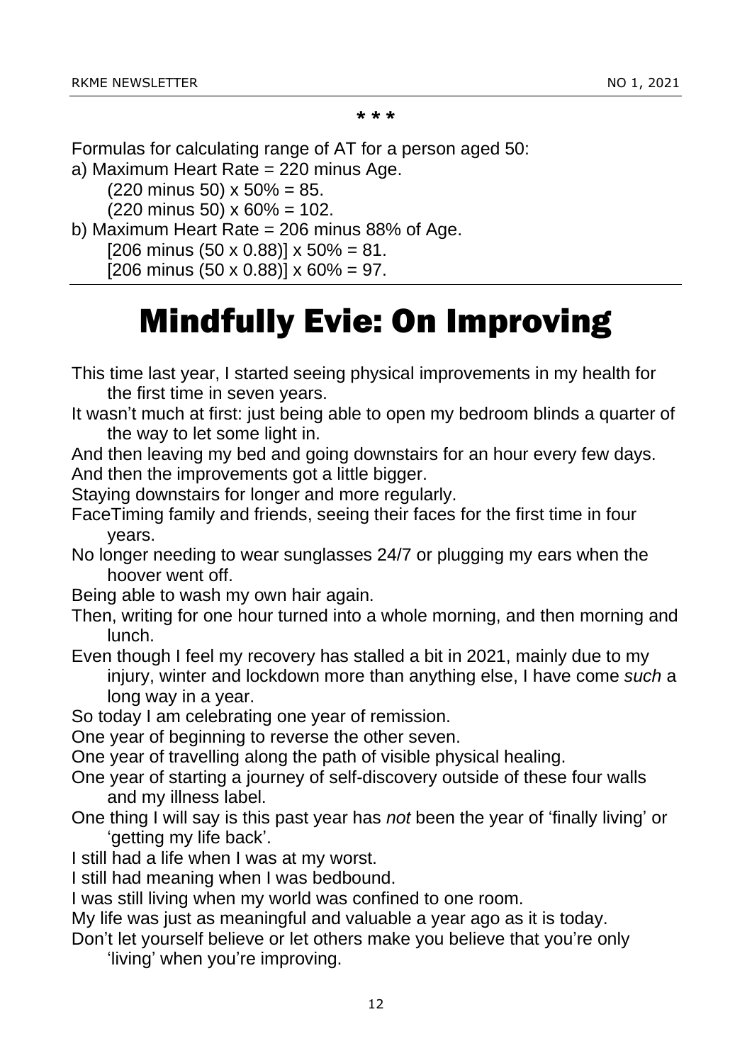\* \* \*

Formulas for calculating range of AT for a person aged 50:

a) Maximum Heart Rate = 220 minus Age.

(220 minus 50) x 50% = 85.

(220 minus 50) x 60% = 102.

b) Maximum Heart Rate = 206 minus 88% of Age.

[206 minus (50 x 0.88)] x 50% = 81.

[206 minus (50 x 0.88)] x 60% = 97.

---

# Mindfully Evie: On Improving

This time last year, I started seeing physical improvements in my health for the first time in seven years.

It wasn't much at first: just being able to open my bedroom blinds a quarter of the way to let some light in.

And then leaving my bed and going downstairs for an hour every few days.

And then the improvements got a little bigger.

Staying downstairs for longer and more regularly.

FaceTiming family and friends, seeing their faces for the first time in four years.

No longer needing to wear sunglasses 24/7 or plugging my ears when the hoover went off.

Being able to wash my own hair again.

Then, writing for one hour turned into a whole morning, and then morning and lunch.

Even though I feel my recovery has stalled a bit in 2021, mainly due to my injury, winter and lockdown more than anything else, I have come *such* a long way in a year.

So today I am celebrating one year of remission.

One year of beginning to reverse the other seven.

One year of travelling along the path of visible physical healing.

One year of starting a journey of self-discovery outside of these four walls and my illness label.

One thing I will say is this past year has *not* been the year of 'finally living' or 'getting my life back'.

I still had a life when I was at my worst.

I still had meaning when I was bedbound.

I was still living when my world was confined to one room.

My life was just as meaningful and valuable a year ago as it is today.

Don't let yourself believe or let others make you believe that you're only 'living' when you're improving.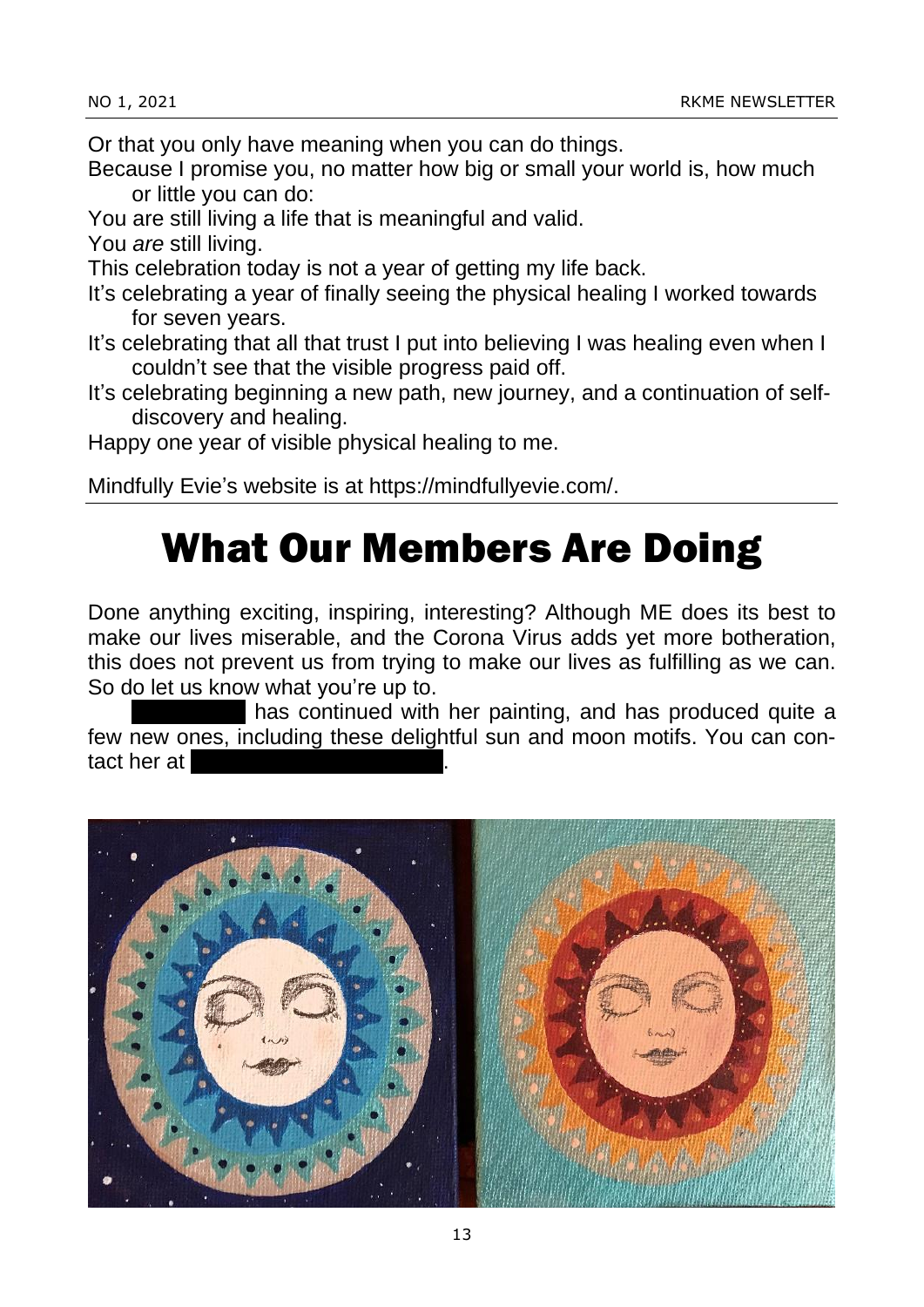Or that you only have meaning when you can do things.

Because I promise you, no matter how big or small your world is, how much or little you can do:

You are still living a life that is meaningful and valid.

You *are* still living.

This celebration today is not a year of getting my life back.

It's celebrating a year of finally seeing the physical healing I worked towards for seven years.

It's celebrating that all that trust I put into believing I was healing even when I couldn't see that the visible progress paid off.

It's celebrating beginning a new path, new journey, and a continuation of self-discovery and healing.

Happy one year of visible physical healing to me.

Mindfully Evie's website is at https://mindfullyevie.com/.

# What Our Members Are Doing

Done anything exciting, inspiring, interesting? Although ME does its best to make our lives miserable, and the Corona Virus adds yet more botheration, this does not prevent us from trying to make our lives as fulfilling as we can. So do let us know what you're up to.

[redacted] has continued with her painting, and has produced quite a few new ones, including these delightful sun and moon motifs. You can contact her at [redacted].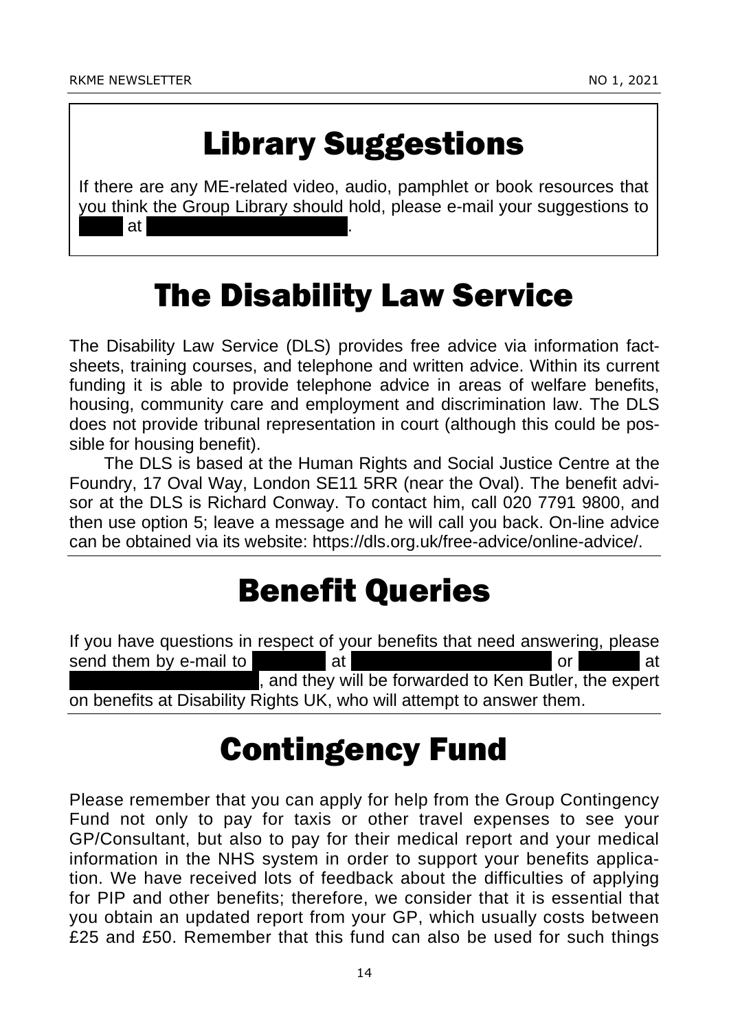## Library Suggestions

If there are any ME-related video, audio, pamphlet or book resources that you think the Group Library should hold, please e-mail your suggestions to ██████ at ██████████████████████.

## The Disability Law Service

The Disability Law Service (DLS) provides free advice via information fact-sheets, training courses, and telephone and written advice. Within its current funding it is able to provide telephone advice in areas of welfare benefits, housing, community care and employment and discrimination law. The DLS does not provide tribunal representation in court (although this could be possible for housing benefit).

The DLS is based at the Human Rights and Social Justice Centre at the Foundry, 17 Oval Way, London SE11 5RR (near the Oval). The benefit advisor at the DLS is Richard Conway. To contact him, call 020 7791 9800, and then use option 5; leave a message and he will call you back. On-line advice can be obtained via its website: https://dls.org.uk/free-advice/online-advice/.

## Benefit Queries

If you have questions in respect of your benefits that need answering, please send them by e-mail to ████████ at ██████████████████████ or ███████ at ██████████████████████, and they will be forwarded to Ken Butler, the expert on benefits at Disability Rights UK, who will attempt to answer them.

## Contingency Fund

Please remember that you can apply for help from the Group Contingency Fund not only to pay for taxis or other travel expenses to see your GP/Consultant, but also to pay for their medical report and your medical information in the NHS system in order to support your benefits application. We have received lots of feedback about the difficulties of applying for PIP and other benefits; therefore, we consider that it is essential that you obtain an updated report from your GP, which usually costs between £25 and £50. Remember that this fund can also be used for such things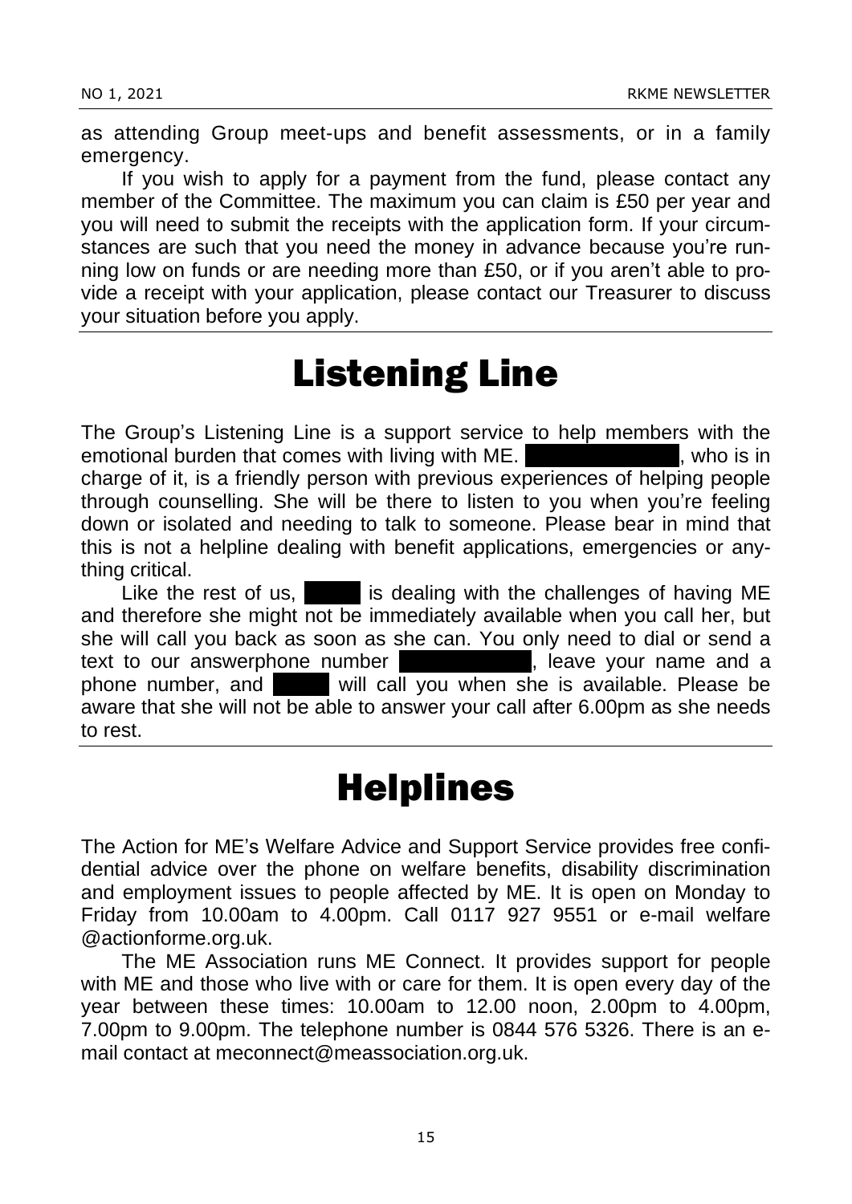as attending Group meet-ups and benefit assessments, or in a family emergency.

If you wish to apply for a payment from the fund, please contact any member of the Committee. The maximum you can claim is £50 per year and you will need to submit the receipts with the application form. If your circumstances are such that you need the money in advance because you're running low on funds or are needing more than £50, or if you aren't able to provide a receipt with your application, please contact our Treasurer to discuss your situation before you apply.

# Listening Line

The Group's Listening Line is a support service to help members with the emotional burden that comes with living with ME. ██████████, who is in charge of it, is a friendly person with previous experiences of helping people through counselling. She will be there to listen to you when you're feeling down or isolated and needing to talk to someone. Please bear in mind that this is not a helpline dealing with benefit applications, emergencies or anything critical.

Like the rest of us, █████ is dealing with the challenges of having ME and therefore she might not be immediately available when you call her, but she will call you back as soon as she can. You only need to dial or send a text to our answerphone number ██████████, leave your name and a phone number, and █████ will call you when she is available. Please be aware that she will not be able to answer your call after 6.00pm as she needs to rest.

# Helplines

The Action for ME's Welfare Advice and Support Service provides free confidential advice over the phone on welfare benefits, disability discrimination and employment issues to people affected by ME. It is open on Monday to Friday from 10.00am to 4.00pm. Call 0117 927 9551 or e-mail welfare@actionforme.org.uk.

The ME Association runs ME Connect. It provides support for people with ME and those who live with or care for them. It is open every day of the year between these times: 10.00am to 12.00 noon, 2.00pm to 4.00pm, 7.00pm to 9.00pm. The telephone number is 0844 576 5326. There is an e-mail contact at meconnect@meassociation.org.uk.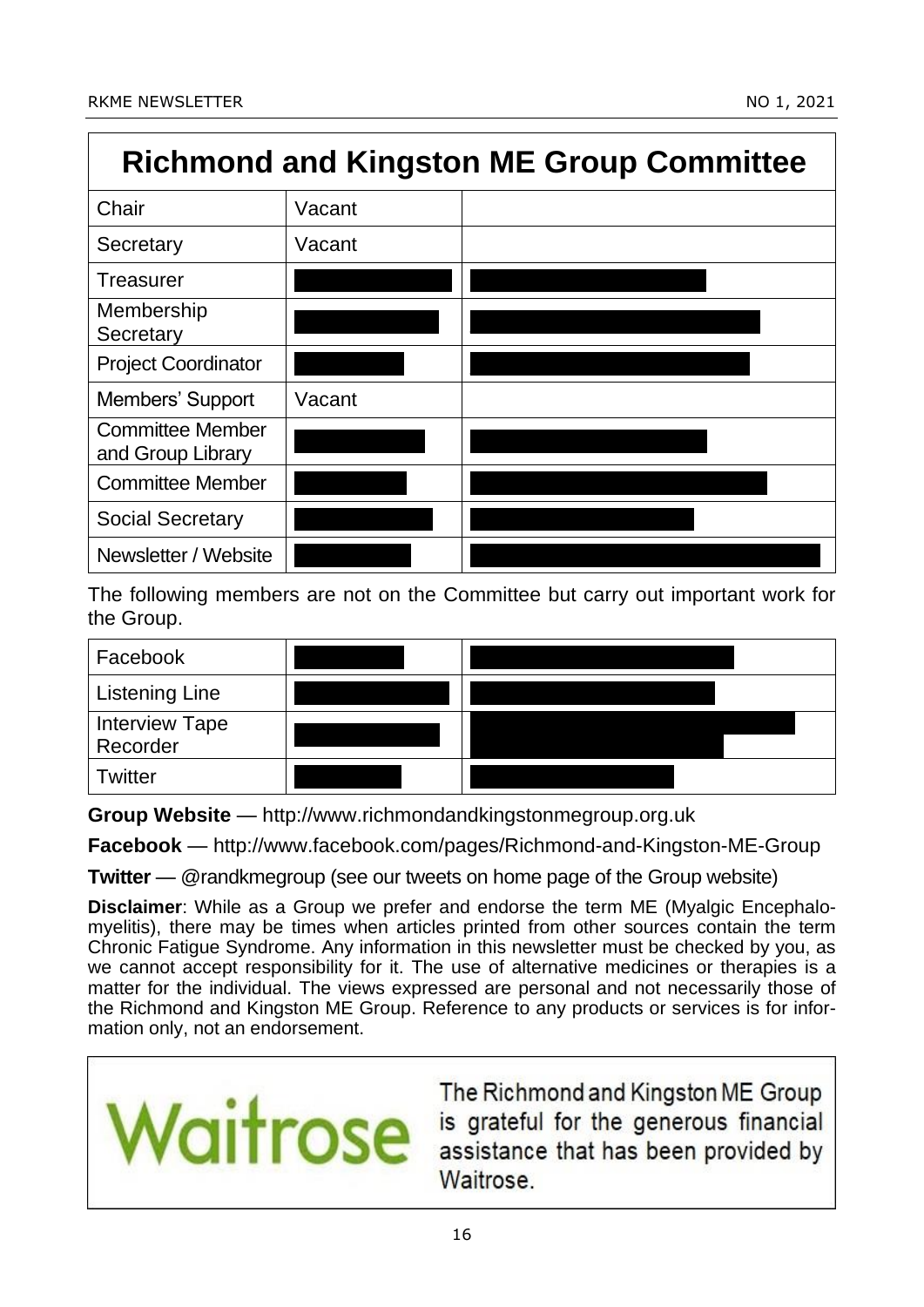# Richmond and Kingston ME Group Committee

| | | |
|---|---|---|
| Chair | Vacant | |
| Secretary | Vacant | |
| Treasurer | | |
| Membership Secretary | | |
| Project Coordinator | | |
| Members' Support | Vacant | |
| Committee Member and Group Library | | |
| Committee Member | | |
| Social Secretary | | |
| Newsletter / Website | | |

The following members are not on the Committee but carry out important work for the Group.

| | | |
|---|---|---|
| Facebook | | |
| Listening Line | | |
| Interview Tape Recorder | | |
| Twitter | | |

**Group Website** — http://www.richmondandkingstonmegroup.org.uk

**Facebook** — http://www.facebook.com/pages/Richmond-and-Kingston-ME-Group

**Twitter** — @randkmegroup (see our tweets on home page of the Group website)

**Disclaimer**: While as a Group we prefer and endorse the term ME (Myalgic Encephalomyelitis), there may be times when articles printed from other sources contain the term Chronic Fatigue Syndrome. Any information in this newsletter must be checked by you, as we cannot accept responsibility for it. The use of alternative medicines or therapies is a matter for the individual. The views expressed are personal and not necessarily those of the Richmond and Kingston ME Group. Reference to any products or services is for information only, not an endorsement.

Waitrose

The Richmond and Kingston ME Group is grateful for the generous financial assistance that has been provided by Waitrose.